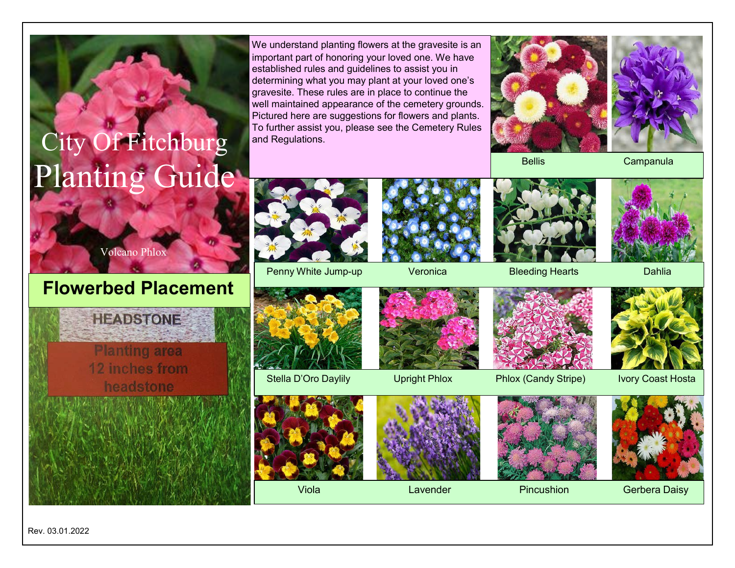# City Of Fitchburg Planting Guide

Volcano Phlox

## Flowerbed Placement

HEADSTONE

Planting area 12 inches from headstone

We understand planting flowers at the gravesite is an important part of honoring your loved one. We have established rules and guidelines to assist you in determining what you may plant at your loved one's gravesite. These rules are in place to continue the well maintained appearance of the cemetery grounds. Pictured here are suggestions for flowers and plants. To further assist you, please see the Cemetery Rules and Regulations.

Bellis

Campanula

Penny White Jump-up

Veronica

Bleeding Hearts

Dahlia

Stella D'Oro Daylily

Upright Phlox

Phlox (Candy Stripe)

Ivory Coast Hosta

Viola

Lavender

Pincushion

Gerbera Daisy

Rev. 03.01.2022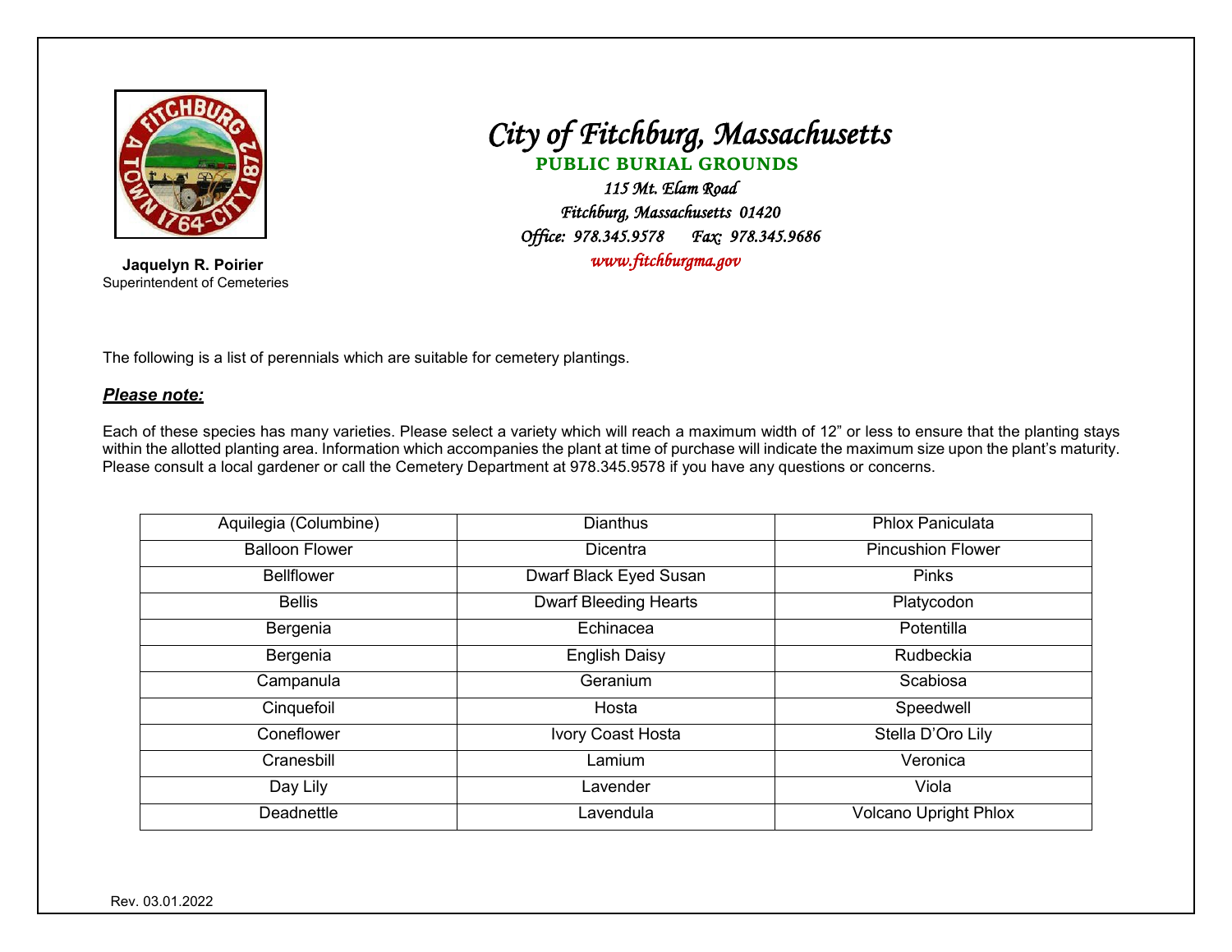Jaquelyn R. Poirier
Superintendent of Cemeteries

# City of Fitchburg, Massachusetts

## PUBLIC BURIAL GROUNDS

*115 Mt. Elam Road*
*Fitchburg, Massachusetts 01420*
*Office: 978.345.9578 Fax: 978.345.9686*
*www.fitchburgma.gov*

The following is a list of perennials which are suitable for cemetery plantings.

***Please note:***

Each of these species has many varieties. Please select a variety which will reach a maximum width of 12" or less to ensure that the planting stays within the allotted planting area. Information which accompanies the plant at time of purchase will indicate the maximum size upon the plant's maturity. Please consult a local gardener or call the Cemetery Department at 978.345.9578 if you have any questions or concerns.

| | | |
|---|---|---|
| Aquilegia (Columbine) | Dianthus | Phlox Paniculata |
| Balloon Flower | Dicentra | Pincushion Flower |
| Bellflower | Dwarf Black Eyed Susan | Pinks |
| Bellis | Dwarf Bleeding Hearts | Platycodon |
| Bergenia | Echinacea | Potentilla |
| Bergenia | English Daisy | Rudbeckia |
| Campanula | Geranium | Scabiosa |
| Cinquefoil | Hosta | Speedwell |
| Coneflower | Ivory Coast Hosta | Stella D'Oro Lily |
| Cranesbill | Lamium | Veronica |
| Day Lily | Lavender | Viola |
| Deadnettle | Lavendula | Volcano Upright Phlox |

Rev. 03.01.2022